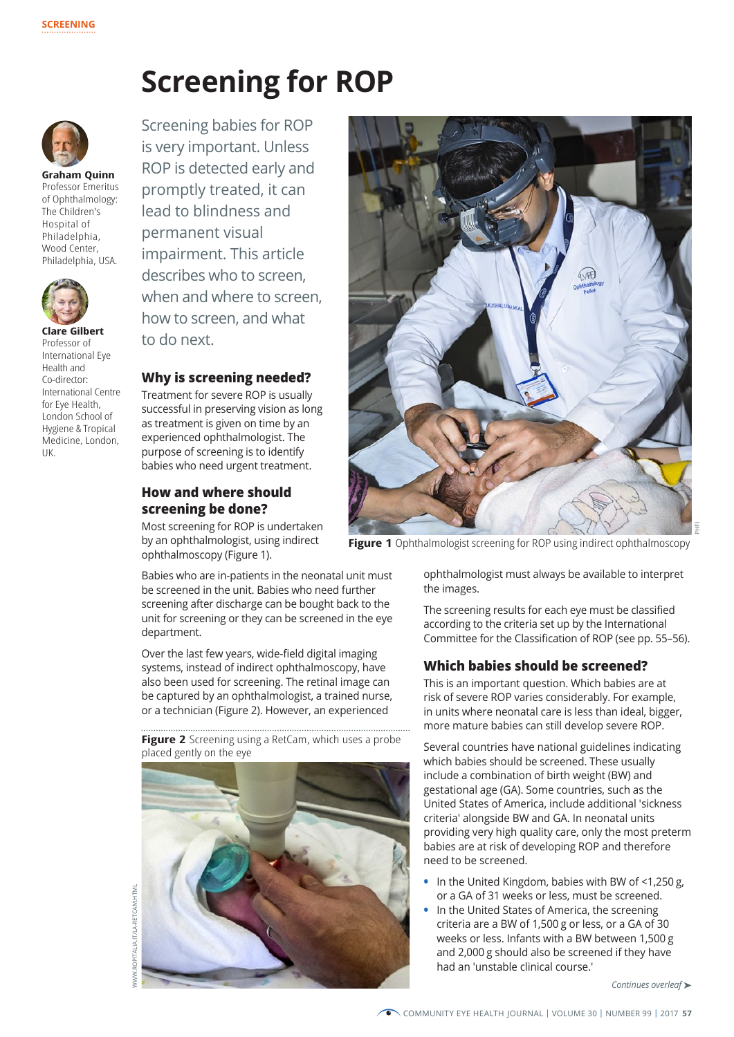# Screening for ROP

**Graham Quinn**
Professor Emeritus of Ophthalmology: The Children's Hospital of Philadelphia, Wood Center, Philadelphia, USA.

**Clare Gilbert**
Professor of International Eye Health and Co-director: International Centre for Eye Health, London School of Hygiene & Tropical Medicine, London, UK.

Screening babies for ROP is very important. Unless ROP is detected early and promptly treated, it can lead to blindness and permanent visual impairment. This article describes who to screen, when and where to screen, how to screen, and what to do next.

## Why is screening needed?

Treatment for severe ROP is usually successful in preserving vision as long as treatment is given on time by an experienced ophthalmologist. The purpose of screening is to identify babies who need urgent treatment.

## How and where should screening be done?

Most screening for ROP is undertaken by an ophthalmologist, using indirect ophthalmoscopy (Figure 1).

**Figure 1** Ophthalmologist screening for ROP using indirect ophthalmoscopy

Babies who are in-patients in the neonatal unit must be screened in the unit. Babies who need further screening after discharge can be bought back to the unit for screening or they can be screened in the eye department.

Over the last few years, wide-field digital imaging systems, instead of indirect ophthalmoscopy, have also been used for screening. The retinal image can be captured by an ophthalmologist, a trained nurse, or a technician (Figure 2). However, an experienced ophthalmologist must always be available to interpret the images.

**Figure 2** Screening using a RetCam, which uses a probe placed gently on the eye

The screening results for each eye must be classified according to the criteria set up by the International Committee for the Classification of ROP (see pp. 55–56).

## Which babies should be screened?

This is an important question. Which babies are at risk of severe ROP varies considerably. For example, in units where neonatal care is less than ideal, bigger, more mature babies can still develop severe ROP.

Several countries have national guidelines indicating which babies should be screened. These usually include a combination of birth weight (BW) and gestational age (GA). Some countries, such as the United States of America, include additional 'sickness criteria' alongside BW and GA. In neonatal units providing very high quality care, only the most preterm babies are at risk of developing ROP and therefore need to be screened.

- In the United Kingdom, babies with BW of <1,250 g, or a GA of 31 weeks or less, must be screened.
- In the United States of America, the screening criteria are a BW of 1,500 g or less, or a GA of 30 weeks or less. Infants with a BW between 1,500 g and 2,000 g should also be screened if they have had an 'unstable clinical course.'

*Continues overleaf* ➤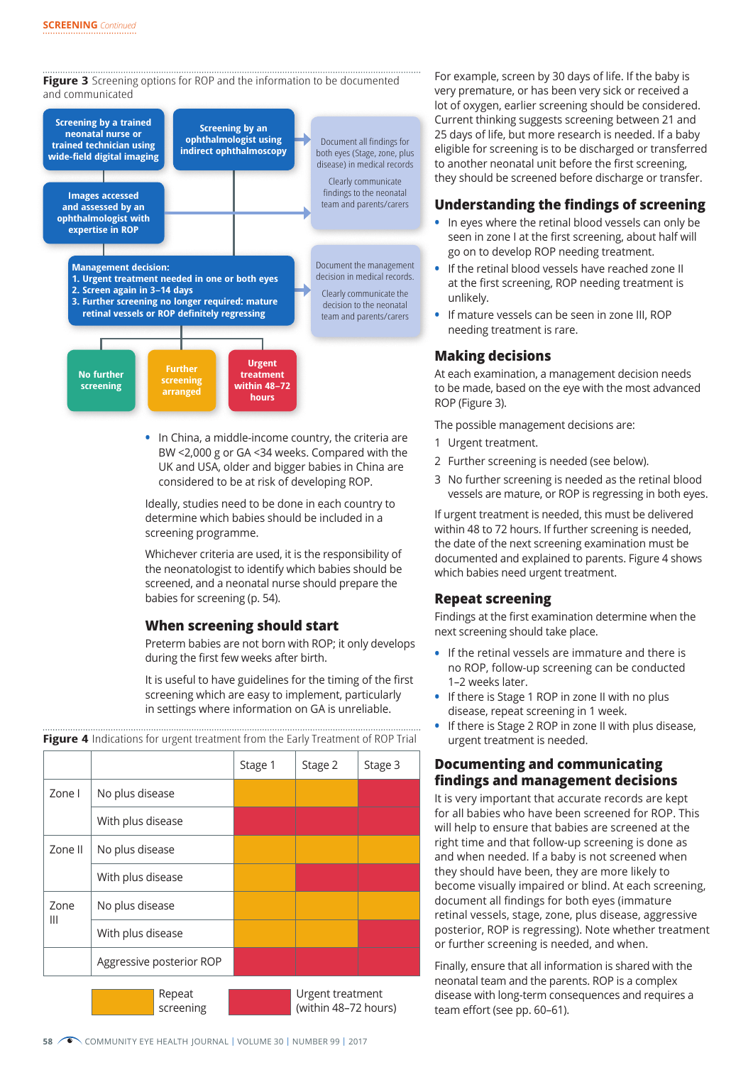**Figure 3** Screening options for ROP and the information to be documented and communicated

Screening by a trained neonatal nurse or trained technician using wide-field digital imaging

Screening by an ophthalmologist using indirect ophthalmoscopy

Images accessed and assessed by an ophthalmologist with expertise in ROP

Document all findings for both eyes (Stage, zone, plus disease) in medical records

Clearly communicate findings to the neonatal team and parents/carers

Management decision:
1. Urgent treatment needed in one or both eyes
2. Screen again in 3–14 days
3. Further screening no longer required: mature retinal vessels or ROP definitely regressing

Document the management decision in medical records.

Clearly communicate the decision to the neonatal team and parents/carers

No further screening

Further screening arranged

Urgent treatment within 48–72 hours

- In China, a middle-income country, the criteria are BW <2,000 g or GA <34 weeks. Compared with the UK and USA, older and bigger babies in China are considered to be at risk of developing ROP.

Ideally, studies need to be done in each country to determine which babies should be included in a screening programme.

Whichever criteria are used, it is the responsibility of the neonatologist to identify which babies should be screened, and a neonatal nurse should prepare the babies for screening (p. 54).

## When screening should start

Preterm babies are not born with ROP; it only develops during the first few weeks after birth.

It is useful to have guidelines for the timing of the first screening which are easy to implement, particularly in settings where information on GA is unreliable.

**Figure 4** Indications for urgent treatment from the Early Treatment of ROP Trial

| | | Stage 1 | Stage 2 | Stage 3 |
|---|---|---|---|---|
| Zone I | No plus disease | Repeat screening | Repeat screening | Urgent treatment |
| | With plus disease | Urgent treatment | Urgent treatment | Urgent treatment |
| Zone II | No plus disease | Repeat screening | Repeat screening | Repeat screening |
| | With plus disease | Repeat screening | Urgent treatment | Urgent treatment |
| Zone III | No plus disease | Repeat screening | Repeat screening | Repeat screening |
| | With plus disease | Repeat screening | Repeat screening | Urgent treatment |
| | Aggressive posterior ROP | Urgent treatment | Urgent treatment | Urgent treatment |

Repeat screening

Urgent treatment (within 48–72 hours)

For example, screen by 30 days of life. If the baby is very premature, or has been very sick or received a lot of oxygen, earlier screening should be considered. Current thinking suggests screening between 21 and 25 days of life, but more research is needed. If a baby eligible for screening is to be discharged or transferred to another neonatal unit before the first screening, they should be screened before discharge or transfer.

## Understanding the findings of screening

- In eyes where the retinal blood vessels can only be seen in zone I at the first screening, about half will go on to develop ROP needing treatment.
- If the retinal blood vessels have reached zone II at the first screening, ROP needing treatment is unlikely.
- If mature vessels can be seen in zone III, ROP needing treatment is rare.

## Making decisions

At each examination, a management decision needs to be made, based on the eye with the most advanced ROP (Figure 3).

The possible management decisions are:

1. Urgent treatment.
2. Further screening is needed (see below).
3. No further screening is needed as the retinal blood vessels are mature, or ROP is regressing in both eyes.

If urgent treatment is needed, this must be delivered within 48 to 72 hours. If further screening is needed, the date of the next screening examination must be documented and explained to parents. Figure 4 shows which babies need urgent treatment.

## Repeat screening

Findings at the first examination determine when the next screening should take place.

- If the retinal vessels are immature and there is no ROP, follow-up screening can be conducted 1–2 weeks later.
- If there is Stage 1 ROP in zone II with no plus disease, repeat screening in 1 week.
- If there is Stage 2 ROP in zone II with plus disease, urgent treatment is needed.

## Documenting and communicating findings and management decisions

It is very important that accurate records are kept for all babies who have been screened for ROP. This will help to ensure that babies are screened at the right time and that follow-up screening is done as and when needed. If a baby is not screened when they should have been, they are more likely to become visually impaired or blind. At each screening, document all findings for both eyes (immature retinal vessels, stage, zone, plus disease, aggressive posterior, ROP is regressing). Note whether treatment or further screening is needed, and when.

Finally, ensure that all information is shared with the neonatal team and the parents. ROP is a complex disease with long-term consequences and requires a team effort (see pp. 60–61).